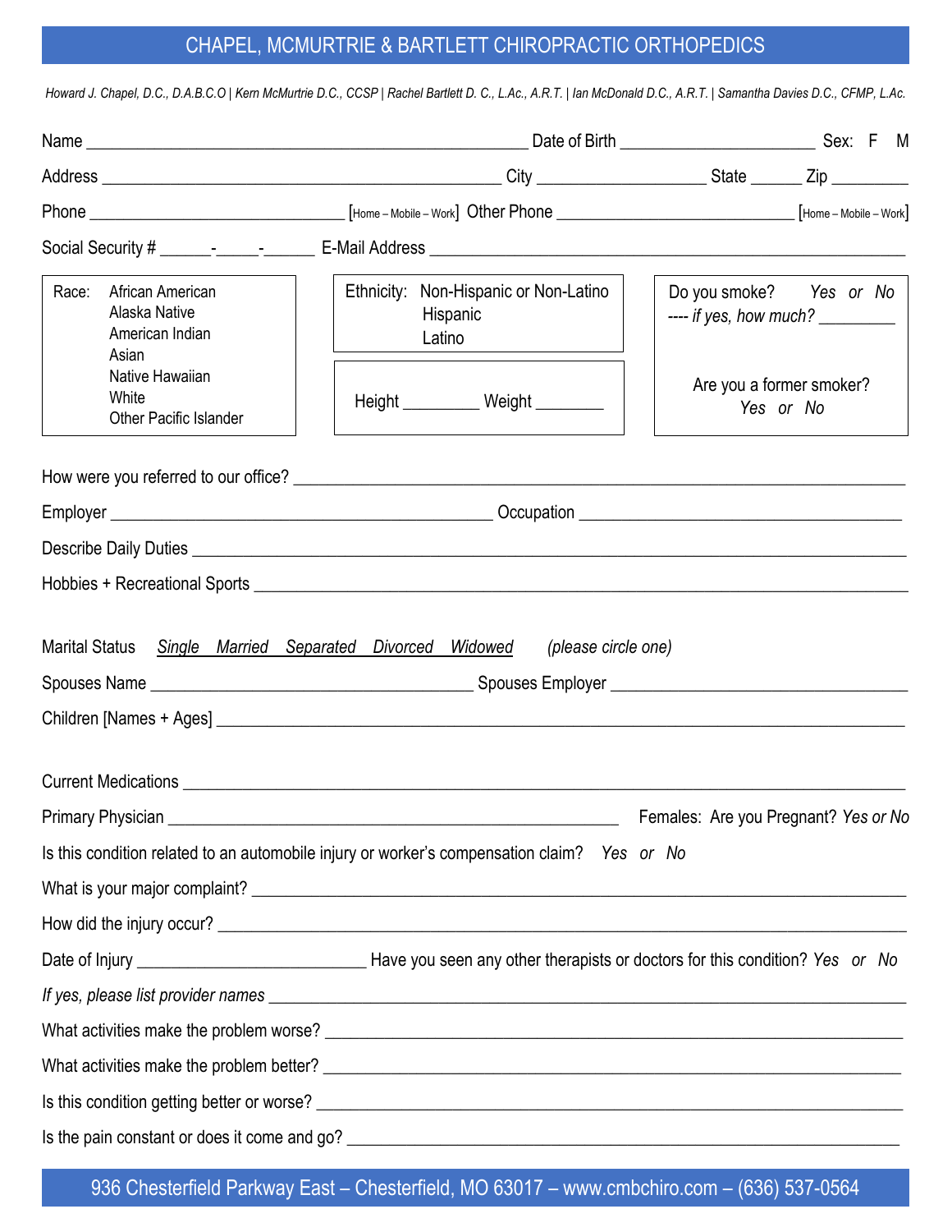# CHAPEL, MCMURTRIE & BARTLETT CHIROPRACTIC ORTHOPEDICS

*Howard J. Chapel, D.C., D.A.B.C.O | Kern McMurtrie D.C., CCSP | Rachel Bartlett D. C., L.Ac., A.R.T. | Ian McDonald D.C., A.R.T. | Samantha Davies D.C., CFMP, L.Ac.*

Name ____________________________________________ Date of Birth ____________________ Sex: F M

Address ________________________________________ City __________________ State ______ Zip ________

Phone ___________________________ [Home – Mobile – Work] Other Phone ________________________ [Home – Mobile – Work]

Social Security # ______-_____-______ E-Mail Address ____________________________________________

Race: African American, Alaska Native, American Indian, Asian, Native Hawaiian, White, Other Pacific Islander

Ethnicity: Non-Hispanic or Non-Latino, Hispanic, Latino

Height ________ Weight ________

Do you smoke? *Yes or No*

*---- if yes, how much?* ________

Are you a former smoker? *Yes or No*

How were you referred to our office? ____________________________________________

Employer ________________________________________ Occupation ________________________________

Describe Daily Duties ____________________________________________

Hobbies + Recreational Sports ____________________________________________

Marital Status *Single Married Separated Divorced Widowed* *(please circle one)*

Spouses Name __________________________________ Spouses Employer ________________________________

Children [Names + Ages] ____________________________________________

Current Medications ____________________________________________

Primary Physician ________________________________________ Females: Are you Pregnant? *Yes or No*

Is this condition related to an automobile injury or worker's compensation claim? *Yes or No*

What is your major complaint? ____________________________________________

How did the injury occur? ____________________________________________

Date of Injury ______________________ Have you seen any other therapists or doctors for this condition? *Yes or No*

*If yes, please list provider names* ____________________________________________

What activities make the problem worse? ____________________________________________

What activities make the problem better? ____________________________________________

Is this condition getting better or worse? ____________________________________________

Is the pain constant or does it come and go? ____________________________________________

936 Chesterfield Parkway East – Chesterfield, MO 63017 – www.cmbchiro.com – (636) 537-0564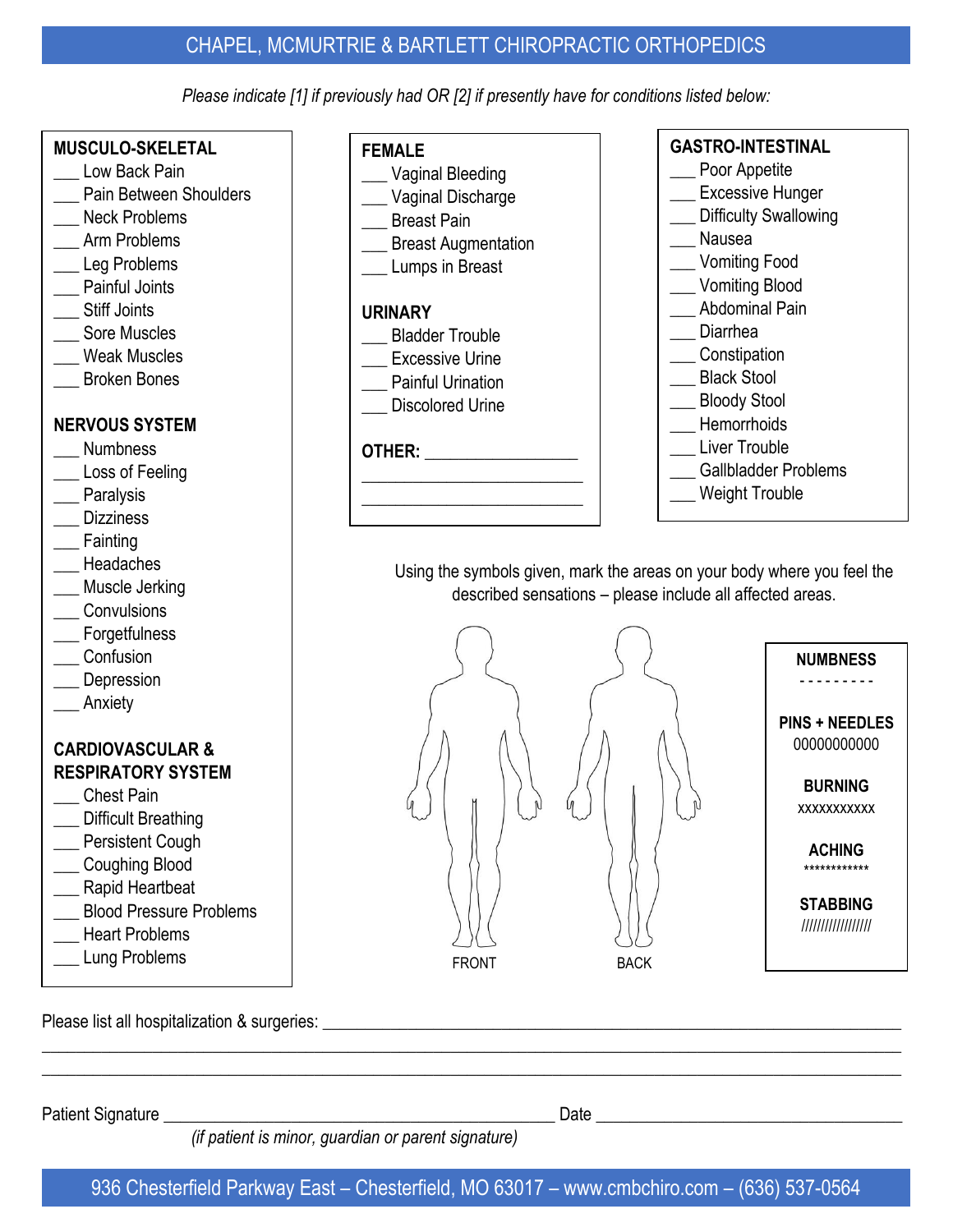# CHAPEL, MCMURTRIE & BARTLETT CHIROPRACTIC ORTHOPEDICS

*Please indicate [1] if previously had OR [2] if presently have for conditions listed below:*

**MUSCULO-SKELETAL**
___ Low Back Pain
___ Pain Between Shoulders
___ Neck Problems
___ Arm Problems
___ Leg Problems
___ Painful Joints
___ Stiff Joints
___ Sore Muscles
___ Weak Muscles
___ Broken Bones

**NERVOUS SYSTEM**
___ Numbness
___ Loss of Feeling
___ Paralysis
___ Dizziness
___ Fainting
___ Headaches
___ Muscle Jerking
___ Convulsions
___ Forgetfulness
___ Confusion
___ Depression
___ Anxiety

**CARDIOVASCULAR & RESPIRATORY SYSTEM**
___ Chest Pain
___ Difficult Breathing
___ Persistent Cough
___ Coughing Blood
___ Rapid Heartbeat
___ Blood Pressure Problems
___ Heart Problems
___ Lung Problems

**FEMALE**
___ Vaginal Bleeding
___ Vaginal Discharge
___ Breast Pain
___ Breast Augmentation
___ Lumps in Breast

**URINARY**
___ Bladder Trouble
___ Excessive Urine
___ Painful Urination
___ Discolored Urine

**OTHER:** _________________
_________________________
_________________________

**GASTRO-INTESTINAL**
___ Poor Appetite
___ Excessive Hunger
___ Difficulty Swallowing
___ Nausea
___ Vomiting Food
___ Vomiting Blood
___ Abdominal Pain
___ Diarrhea
___ Constipation
___ Black Stool
___ Bloody Stool
___ Hemorrhoids
___ Liver Trouble
___ Gallbladder Problems
___ Weight Trouble

Using the symbols given, mark the areas on your body where you feel the described sensations – please include all affected areas.

FRONT    BACK

**NUMBNESS**
- - - - - - - - -

**PINS + NEEDLES**
00000000000

**BURNING**
xxxxxxxxxxx

**ACHING**
************

**STABBING**
////////////////

Please list all hospitalization & surgeries: ______________________________________________________________
_______________________________________________________________________________________
_______________________________________________________________________________________

Patient Signature ___________________________________ Date ___________________________
*(if patient is minor, guardian or parent signature)*

936 Chesterfield Parkway East – Chesterfield, MO 63017 – www.cmbchiro.com – (636) 537-0564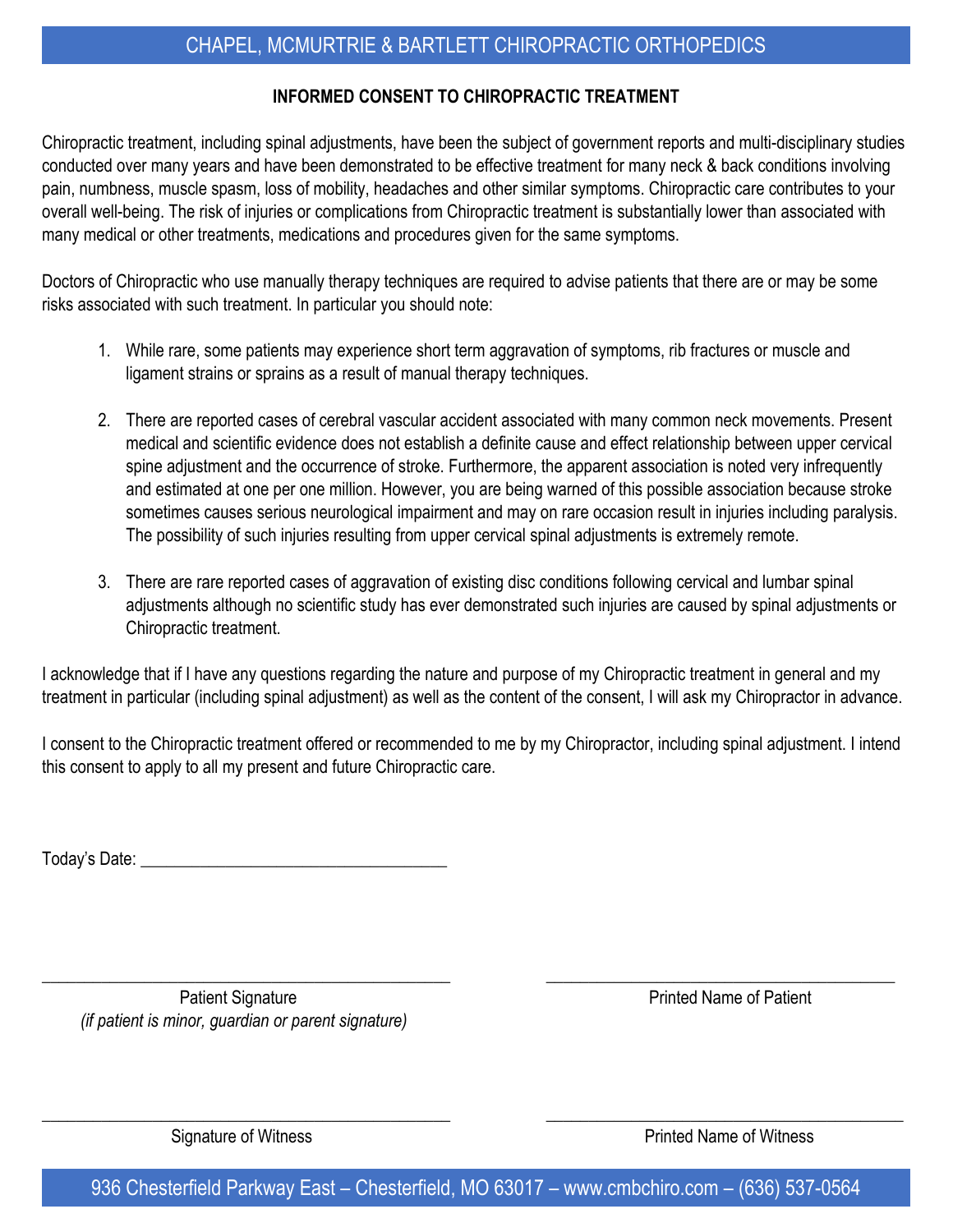# CHAPEL, MCMURTRIE & BARTLETT CHIROPRACTIC ORTHOPEDICS

## INFORMED CONSENT TO CHIROPRACTIC TREATMENT

Chiropractic treatment, including spinal adjustments, have been the subject of government reports and multi-disciplinary studies conducted over many years and have been demonstrated to be effective treatment for many neck & back conditions involving pain, numbness, muscle spasm, loss of mobility, headaches and other similar symptoms. Chiropractic care contributes to your overall well-being. The risk of injuries or complications from Chiropractic treatment is substantially lower than associated with many medical or other treatments, medications and procedures given for the same symptoms.

Doctors of Chiropractic who use manually therapy techniques are required to advise patients that there are or may be some risks associated with such treatment. In particular you should note:

1. While rare, some patients may experience short term aggravation of symptoms, rib fractures or muscle and ligament strains or sprains as a result of manual therapy techniques.

2. There are reported cases of cerebral vascular accident associated with many common neck movements. Present medical and scientific evidence does not establish a definite cause and effect relationship between upper cervical spine adjustment and the occurrence of stroke. Furthermore, the apparent association is noted very infrequently and estimated at one per one million. However, you are being warned of this possible association because stroke sometimes causes serious neurological impairment and may on rare occasion result in injuries including paralysis. The possibility of such injuries resulting from upper cervical spinal adjustments is extremely remote.

3. There are rare reported cases of aggravation of existing disc conditions following cervical and lumbar spinal adjustments although no scientific study has ever demonstrated such injuries are caused by spinal adjustments or Chiropractic treatment.

I acknowledge that if I have any questions regarding the nature and purpose of my Chiropractic treatment in general and my treatment in particular (including spinal adjustment) as well as the content of the consent, I will ask my Chiropractor in advance.

I consent to the Chiropractic treatment offered or recommended to me by my Chiropractor, including spinal adjustment. I intend this consent to apply to all my present and future Chiropractic care.

Today's Date: ___________________________________

_____________________________________________ Patient Signature
*(if patient is minor, guardian or parent signature)*

_____________________________________________ Printed Name of Patient

_____________________________________________ Signature of Witness

_____________________________________________ Printed Name of Witness

936 Chesterfield Parkway East – Chesterfield, MO 63017 – www.cmbchiro.com – (636) 537-0564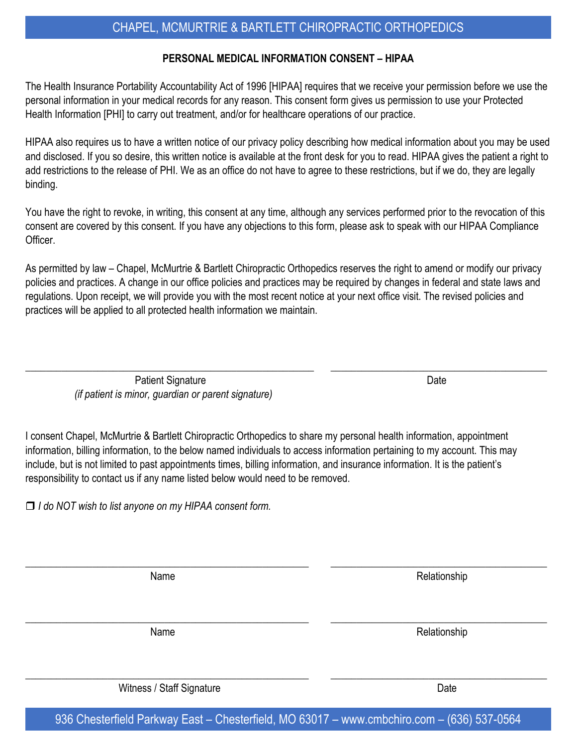# CHAPEL, MCMURTRIE & BARTLETT CHIROPRACTIC ORTHOPEDICS

## PERSONAL MEDICAL INFORMATION CONSENT – HIPAA

The Health Insurance Portability Accountability Act of 1996 [HIPAA] requires that we receive your permission before we use the personal information in your medical records for any reason. This consent form gives us permission to use your Protected Health Information [PHI] to carry out treatment, and/or for healthcare operations of our practice.

HIPAA also requires us to have a written notice of our privacy policy describing how medical information about you may be used and disclosed. If you so desire, this written notice is available at the front desk for you to read. HIPAA gives the patient a right to add restrictions to the release of PHI. We as an office do not have to agree to these restrictions, but if we do, they are legally binding.

You have the right to revoke, in writing, this consent at any time, although any services performed prior to the revocation of this consent are covered by this consent. If you have any objections to this form, please ask to speak with our HIPAA Compliance Officer.

As permitted by law – Chapel, McMurtrie & Bartlett Chiropractic Orthopedics reserves the right to amend or modify our privacy policies and practices. A change in our office policies and practices may be required by changes in federal and state laws and regulations. Upon receipt, we will provide you with the most recent notice at your next office visit. The revised policies and practices will be applied to all protected health information we maintain.

\_\_\_\_\_\_\_\_\_\_\_\_\_\_\_\_\_\_\_\_\_\_\_\_\_\_\_\_\_\_\_\_\_\_\_\_\_\_\_\_ &nbsp;&nbsp;&nbsp; \_\_\_\_\_\_\_\_\_\_\_\_\_\_\_\_\_\_\_\_\_\_\_\_\_\_\_\_\_\_

Patient Signature
*(if patient is minor, guardian or parent signature)* &nbsp;&nbsp;&nbsp; Date

I consent Chapel, McMurtrie & Bartlett Chiropractic Orthopedics to share my personal health information, appointment information, billing information, to the below named individuals to access information pertaining to my account. This may include, but is not limited to past appointments times, billing information, and insurance information. It is the patient's responsibility to contact us if any name listed below would need to be removed.

❒ *I do NOT wish to list anyone on my HIPAA consent form.*

\_\_\_\_\_\_\_\_\_\_\_\_\_\_\_\_\_\_\_\_\_\_\_\_\_\_\_\_\_\_\_\_\_\_\_\_\_\_\_\_ &nbsp;&nbsp;&nbsp; \_\_\_\_\_\_\_\_\_\_\_\_\_\_\_\_\_\_\_\_\_\_\_\_\_\_\_\_\_\_

Name &nbsp;&nbsp;&nbsp; Relationship

\_\_\_\_\_\_\_\_\_\_\_\_\_\_\_\_\_\_\_\_\_\_\_\_\_\_\_\_\_\_\_\_\_\_\_\_\_\_\_\_ &nbsp;&nbsp;&nbsp; \_\_\_\_\_\_\_\_\_\_\_\_\_\_\_\_\_\_\_\_\_\_\_\_\_\_\_\_\_\_

Name &nbsp;&nbsp;&nbsp; Relationship

\_\_\_\_\_\_\_\_\_\_\_\_\_\_\_\_\_\_\_\_\_\_\_\_\_\_\_\_\_\_\_\_\_\_\_\_\_\_\_\_ &nbsp;&nbsp;&nbsp; \_\_\_\_\_\_\_\_\_\_\_\_\_\_\_\_\_\_\_\_\_\_\_\_\_\_\_\_\_\_

Witness / Staff Signature &nbsp;&nbsp;&nbsp; Date

936 Chesterfield Parkway East – Chesterfield, MO 63017 – www.cmbchiro.com – (636) 537-0564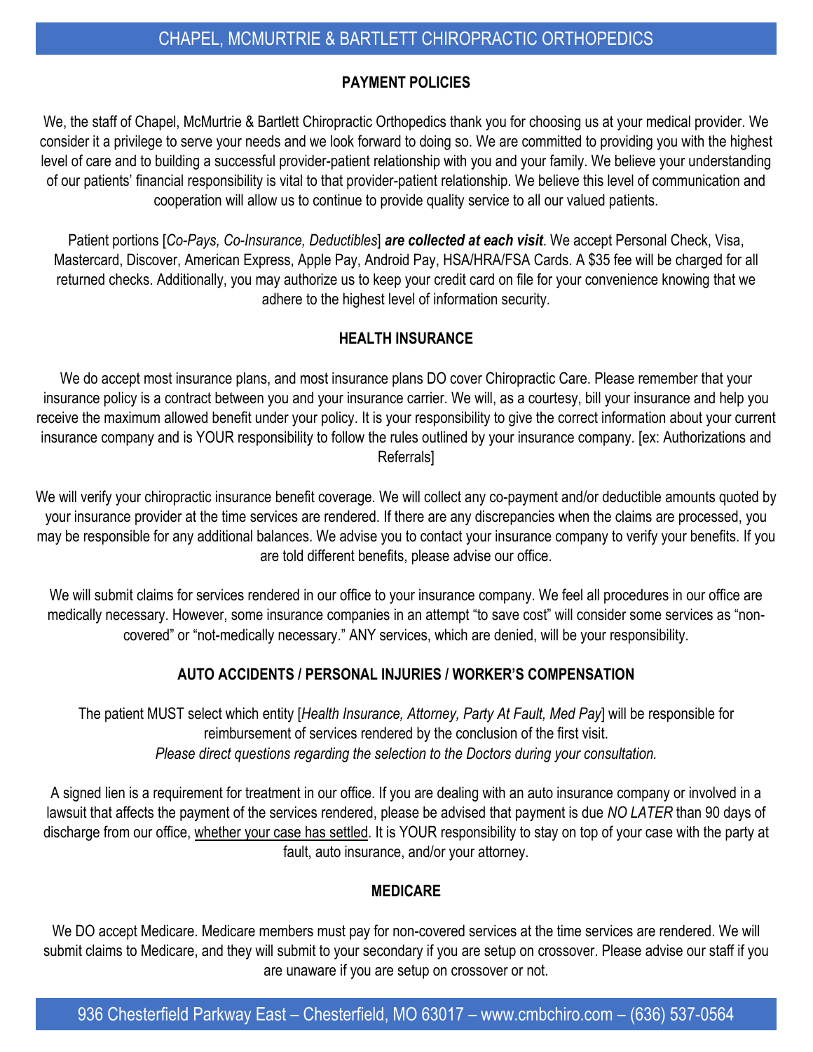**PAYMENT POLICIES**

We, the staff of Chapel, McMurtrie & Bartlett Chiropractic Orthopedics thank you for choosing us at your medical provider. We consider it a privilege to serve your needs and we look forward to doing so. We are committed to providing you with the highest level of care and to building a successful provider-patient relationship with you and your family. We believe your understanding of our patients' financial responsibility is vital to that provider-patient relationship. We believe this level of communication and cooperation will allow us to continue to provide quality service to all our valued patients.

Patient portions [*Co-Pays, Co-Insurance, Deductibles*] ***are collected at each visit***. We accept Personal Check, Visa, Mastercard, Discover, American Express, Apple Pay, Android Pay, HSA/HRA/FSA Cards. A $35 fee will be charged for all returned checks. Additionally, you may authorize us to keep your credit card on file for your convenience knowing that we adhere to the highest level of information security.

**HEALTH INSURANCE**

We do accept most insurance plans, and most insurance plans DO cover Chiropractic Care. Please remember that your insurance policy is a contract between you and your insurance carrier. We will, as a courtesy, bill your insurance and help you receive the maximum allowed benefit under your policy. It is your responsibility to give the correct information about your current insurance company and is YOUR responsibility to follow the rules outlined by your insurance company. [ex: Authorizations and Referrals]

We will verify your chiropractic insurance benefit coverage. We will collect any co-payment and/or deductible amounts quoted by your insurance provider at the time services are rendered. If there are any discrepancies when the claims are processed, you may be responsible for any additional balances. We advise you to contact your insurance company to verify your benefits. If you are told different benefits, please advise our office.

We will submit claims for services rendered in our office to your insurance company. We feel all procedures in our office are medically necessary. However, some insurance companies in an attempt "to save cost" will consider some services as "non-covered" or "not-medically necessary." ANY services, which are denied, will be your responsibility.

**AUTO ACCIDENTS / PERSONAL INJURIES / WORKER'S COMPENSATION**

The patient MUST select which entity [*Health Insurance, Attorney, Party At Fault, Med Pay*] will be responsible for reimbursement of services rendered by the conclusion of the first visit.
*Please direct questions regarding the selection to the Doctors during your consultation.*

A signed lien is a requirement for treatment in our office. If you are dealing with an auto insurance company or involved in a lawsuit that affects the payment of the services rendered, please be advised that payment is due *NO LATER* than 90 days of discharge from our office, <u>whether your case has settled</u>. It is YOUR responsibility to stay on top of your case with the party at fault, auto insurance, and/or your attorney.

**MEDICARE**

We DO accept Medicare. Medicare members must pay for non-covered services at the time services are rendered. We will submit claims to Medicare, and they will submit to your secondary if you are setup on crossover. Please advise our staff if you are unaware if you are setup on crossover or not.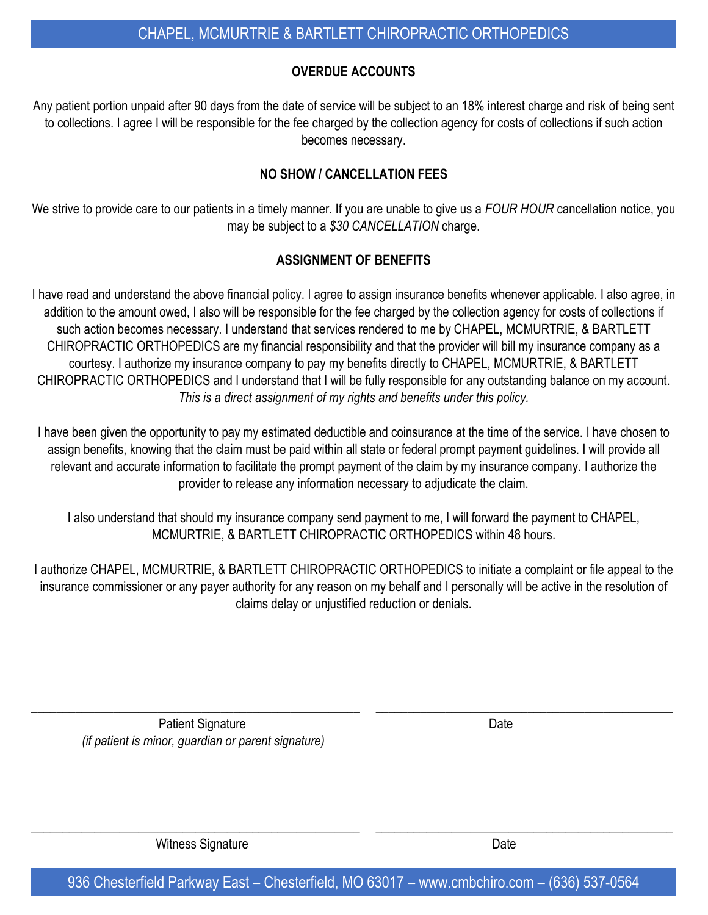# CHAPEL, MCMURTRIE & BARTLETT CHIROPRACTIC ORTHOPEDICS

## OVERDUE ACCOUNTS

Any patient portion unpaid after 90 days from the date of service will be subject to an 18% interest charge and risk of being sent to collections. I agree I will be responsible for the fee charged by the collection agency for costs of collections if such action becomes necessary.

## NO SHOW / CANCELLATION FEES

We strive to provide care to our patients in a timely manner. If you are unable to give us a *FOUR HOUR* cancellation notice, you may be subject to a *$30 CANCELLATION* charge.

## ASSIGNMENT OF BENEFITS

I have read and understand the above financial policy. I agree to assign insurance benefits whenever applicable. I also agree, in addition to the amount owed, I also will be responsible for the fee charged by the collection agency for costs of collections if such action becomes necessary. I understand that services rendered to me by CHAPEL, MCMURTRIE, & BARTLETT CHIROPRACTIC ORTHOPEDICS are my financial responsibility and that the provider will bill my insurance company as a courtesy. I authorize my insurance company to pay my benefits directly to CHAPEL, MCMURTRIE, & BARTLETT CHIROPRACTIC ORTHOPEDICS and I understand that I will be fully responsible for any outstanding balance on my account. *This is a direct assignment of my rights and benefits under this policy.*

I have been given the opportunity to pay my estimated deductible and coinsurance at the time of the service. I have chosen to assign benefits, knowing that the claim must be paid within all state or federal prompt payment guidelines. I will provide all relevant and accurate information to facilitate the prompt payment of the claim by my insurance company. I authorize the provider to release any information necessary to adjudicate the claim.

I also understand that should my insurance company send payment to me, I will forward the payment to CHAPEL, MCMURTRIE, & BARTLETT CHIROPRACTIC ORTHOPEDICS within 48 hours.

I authorize CHAPEL, MCMURTRIE, & BARTLETT CHIROPRACTIC ORTHOPEDICS to initiate a complaint or file appeal to the insurance commissioner or any payer authority for any reason on my behalf and I personally will be active in the resolution of claims delay or unjustified reduction or denials.

\_\_\_\_\_\_\_\_\_\_\_\_\_\_\_\_\_\_\_\_\_\_\_\_\_\_\_\_\_\_\_\_\_\_\_\_\_\_\_\_ \_\_\_\_\_\_\_\_\_\_\_\_\_\_\_\_\_\_\_\_\_\_\_\_\_\_\_\_\_\_\_\_\_\_\_\_

Patient Signature
*(if patient is minor, guardian or parent signature)*

Date

\_\_\_\_\_\_\_\_\_\_\_\_\_\_\_\_\_\_\_\_\_\_\_\_\_\_\_\_\_\_\_\_\_\_\_\_\_\_\_\_ \_\_\_\_\_\_\_\_\_\_\_\_\_\_\_\_\_\_\_\_\_\_\_\_\_\_\_\_\_\_\_\_\_\_\_\_

Witness Signature

Date

936 Chesterfield Parkway East – Chesterfield, MO 63017 – www.cmbchiro.com – (636) 537-0564